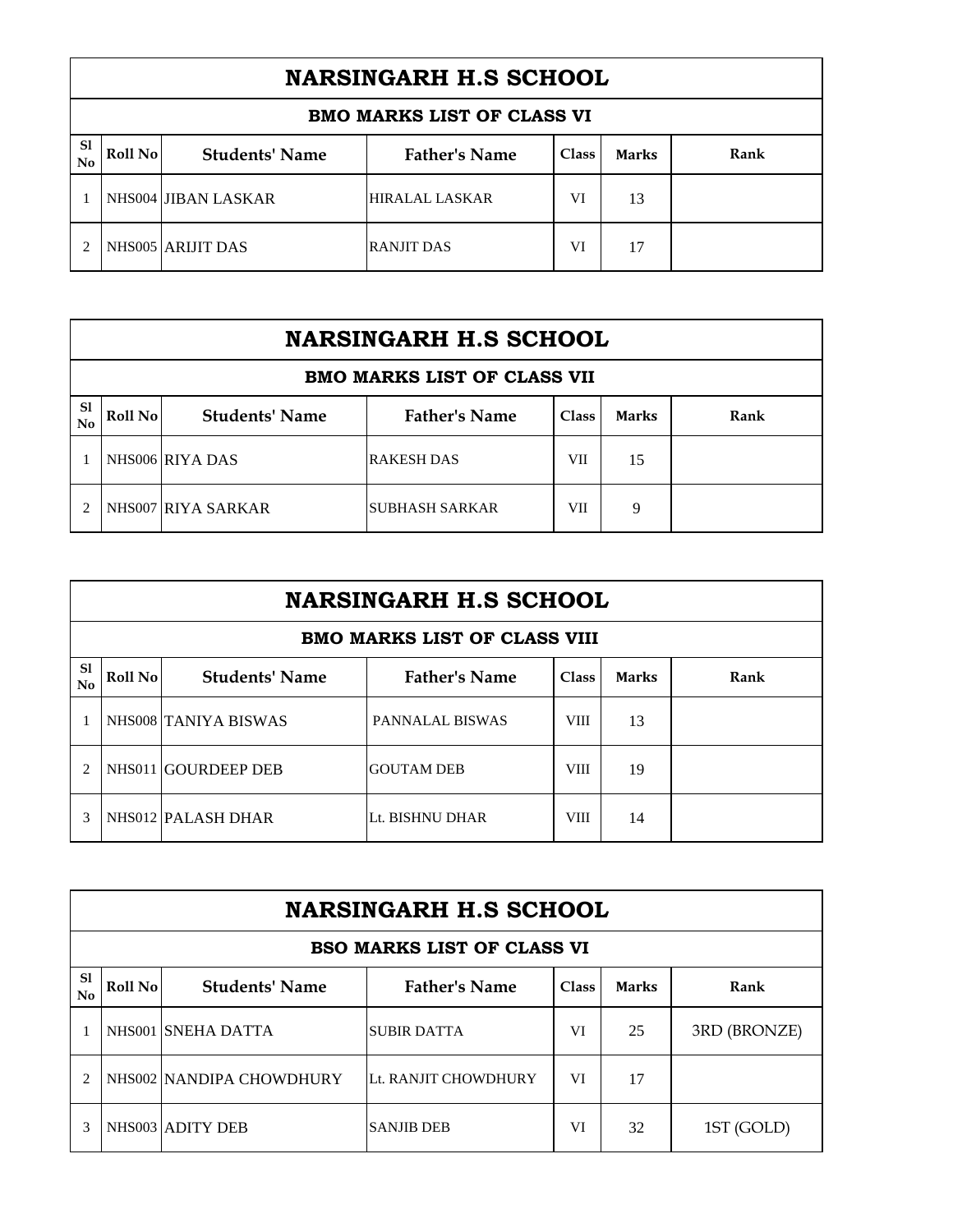# NARSINGARH H.S SCHOOL

## BMO MARKS LIST OF CLASS VI

| Sl No | Roll No | Students' Name | Father's Name | Class | Marks | Rank |
|---|---|---|---|---|---|---|
| 1 | NHS004 | JIBAN LASKAR | HIRALAL LASKAR | VI | 13 | |
| 2 | NHS005 | ARIJIT DAS | RANJIT DAS | VI | 17 | |

# NARSINGARH H.S SCHOOL

## BMO MARKS LIST OF CLASS VII

| Sl No | Roll No | Students' Name | Father's Name | Class | Marks | Rank |
|---|---|---|---|---|---|---|
| 1 | NHS006 | RIYA DAS | RAKESH DAS | VII | 15 | |
| 2 | NHS007 | RIYA SARKAR | SUBHASH SARKAR | VII | 9 | |

# NARSINGARH H.S SCHOOL

## BMO MARKS LIST OF CLASS VIII

| Sl No | Roll No | Students' Name | Father's Name | Class | Marks | Rank |
|---|---|---|---|---|---|---|
| 1 | NHS008 | TANIYA BISWAS | PANNALAL BISWAS | VIII | 13 | |
| 2 | NHS011 | GOURDEEP DEB | GOUTAM DEB | VIII | 19 | |
| 3 | NHS012 | PALASH DHAR | Lt. BISHNU DHAR | VIII | 14 | |

# NARSINGARH H.S SCHOOL

## BSO MARKS LIST OF CLASS VI

| Sl No | Roll No | Students' Name | Father's Name | Class | Marks | Rank |
|---|---|---|---|---|---|---|
| 1 | NHS001 | SNEHA DATTA | SUBIR DATTA | VI | 25 | 3RD (BRONZE) |
| 2 | NHS002 | NANDIPA CHOWDHURY | Lt. RANJIT CHOWDHURY | VI | 17 | |
| 3 | NHS003 | ADITY DEB | SANJIB DEB | VI | 32 | 1ST (GOLD) |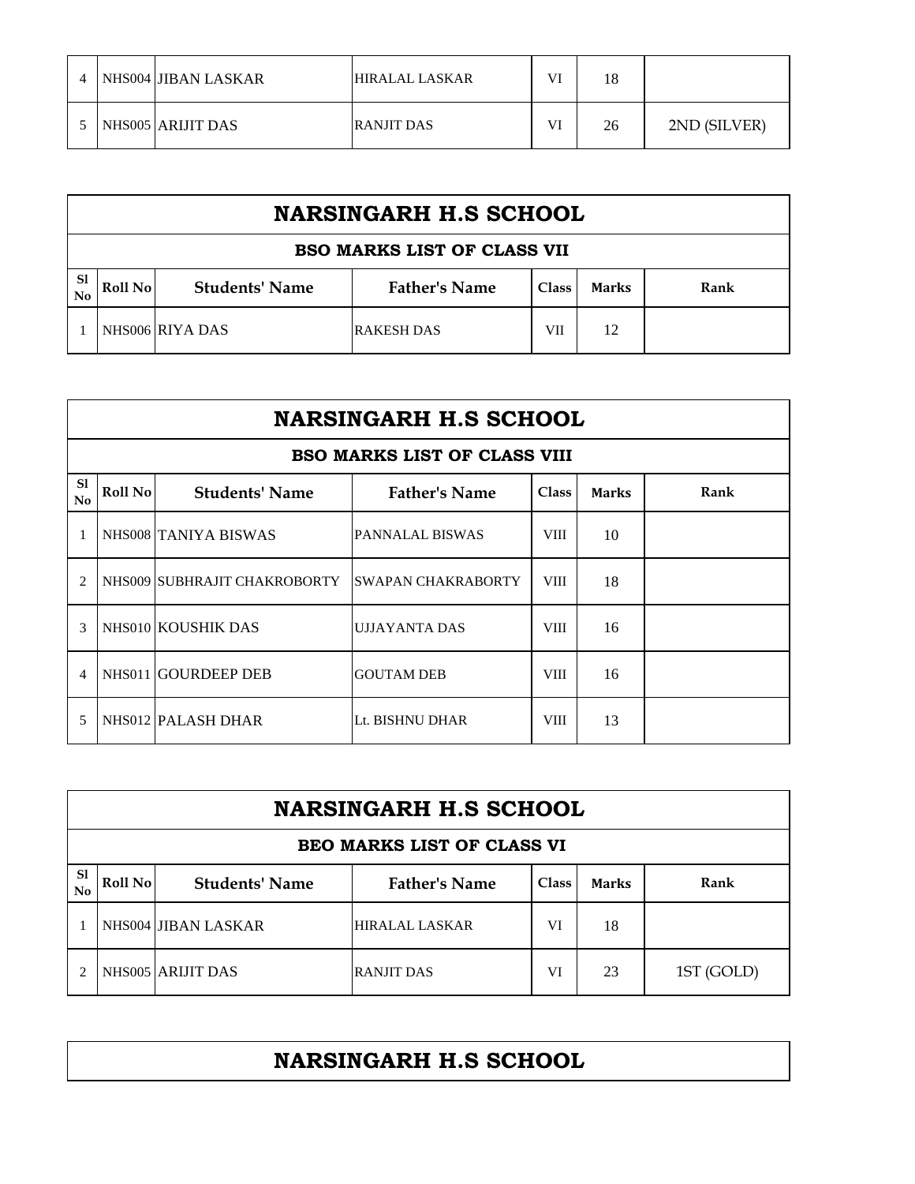| 4 | NHS004 | JIBAN LASKAR | HIRALAL LASKAR | VI | 18 | |
|---|---|---|---|---|---|---|
| 5 | NHS005 | ARIJIT DAS | RANJIT DAS | VI | 26 | 2ND (SILVER) |

## NARSINGARH H.S SCHOOL

### BSO MARKS LIST OF CLASS VII

| Sl No | Roll No | Students' Name | Father's Name | Class | Marks | Rank |
|---|---|---|---|---|---|---|
| 1 | NHS006 | RIYA DAS | RAKESH DAS | VII | 12 | |

## NARSINGARH H.S SCHOOL

### BSO MARKS LIST OF CLASS VIII

| Sl No | Roll No | Students' Name | Father's Name | Class | Marks | Rank |
|---|---|---|---|---|---|---|
| 1 | NHS008 | TANIYA BISWAS | PANNALAL BISWAS | VIII | 10 | |
| 2 | NHS009 | SUBHRAJIT CHAKROBORTY | SWAPAN CHAKRABORTY | VIII | 18 | |
| 3 | NHS010 | KOUSHIK DAS | UJJAYANTA DAS | VIII | 16 | |
| 4 | NHS011 | GOURDEEP DEB | GOUTAM DEB | VIII | 16 | |
| 5 | NHS012 | PALASH DHAR | Lt. BISHNU DHAR | VIII | 13 | |

## NARSINGARH H.S SCHOOL

### BEO MARKS LIST OF CLASS VI

| Sl No | Roll No | Students' Name | Father's Name | Class | Marks | Rank |
|---|---|---|---|---|---|---|
| 1 | NHS004 | JIBAN LASKAR | HIRALAL LASKAR | VI | 18 | |
| 2 | NHS005 | ARIJIT DAS | RANJIT DAS | VI | 23 | 1ST (GOLD) |

## NARSINGARH H.S SCHOOL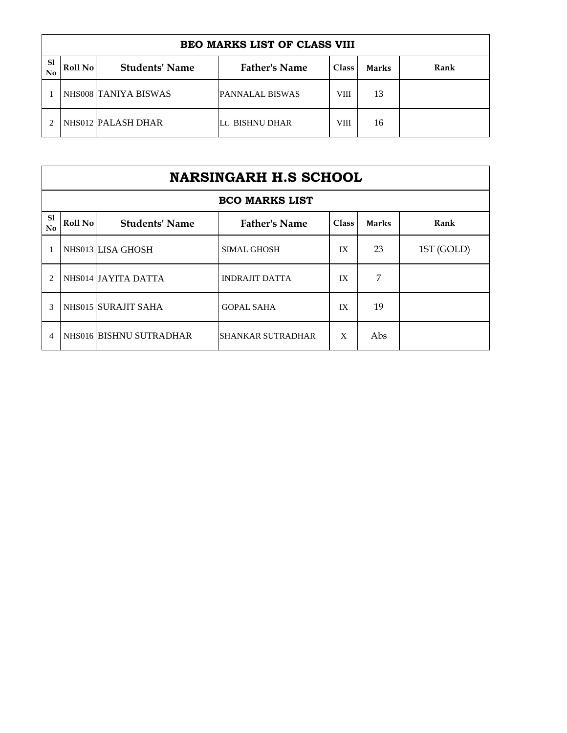| BEO MARKS LIST OF CLASS VIII | | | | | | |
|---|---|---|---|---|---|---|
| **Sl No** | **Roll No** | **Students' Name** | **Father's Name** | **Class** | **Marks** | **Rank** |
| 1 | NHS008 | TANIYA BISWAS | PANNALAL BISWAS | VIII | 13 | |
| 2 | NHS012 | PALASH DHAR | Lt. BISHNU DHAR | VIII | 16 | |

## NARSINGARH H.S SCHOOL

### BCO MARKS LIST

| Sl No | Roll No | Students' Name | Father's Name | Class | Marks | Rank |
|---|---|---|---|---|---|---|
| 1 | NHS013 | LISA GHOSH | SIMAL GHOSH | IX | 23 | 1ST (GOLD) |
| 2 | NHS014 | JAYITA DATTA | INDRAJIT DATTA | IX | 7 | |
| 3 | NHS015 | SURAJIT SAHA | GOPAL SAHA | IX | 19 | |
| 4 | NHS016 | BISHNU SUTRADHAR | SHANKAR SUTRADHAR | X | Abs | |